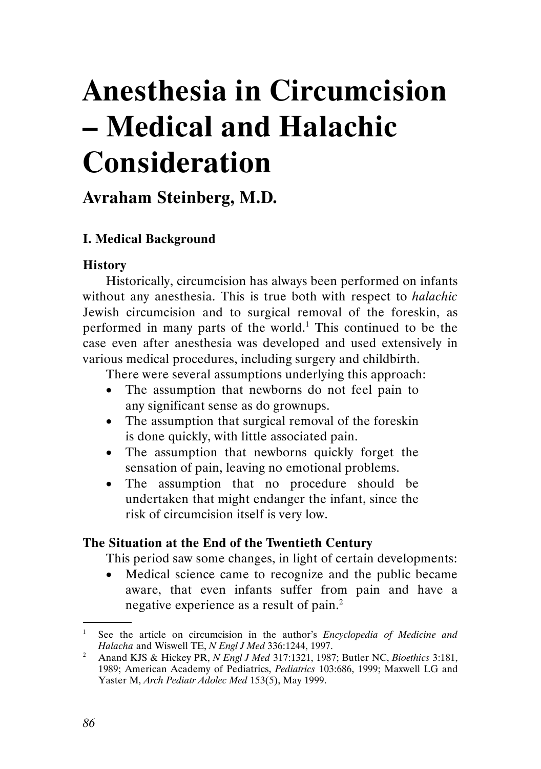# Anesthesia in Circumcision – Medical and Halachic Consideration

## Avraham Steinberg, M.D.

### I. Medical Background

#### History

Historically, circumcision has always been performed on infants without any anesthesia. This is true both with respect to *halachic* Jewish circumcision and to surgical removal of the foreskin, as performed in many parts of the world.[1] This continued to be the case even after anesthesia was developed and used extensively in various medical procedures, including surgery and childbirth.

There were several assumptions underlying this approach:

- The assumption that newborns do not feel pain to any significant sense as do grownups.
- The assumption that surgical removal of the foreskin is done quickly, with little associated pain.
- The assumption that newborns quickly forget the sensation of pain, leaving no emotional problems.
- The assumption that no procedure should be undertaken that might endanger the infant, since the risk of circumcision itself is very low.

#### The Situation at the End of the Twentieth Century

This period saw some changes, in light of certain developments:

- Medical science came to recognize and the public became aware, that even infants suffer from pain and have a negative experience as a result of pain.[2]

---

[1] See the article on circumcision in the author's *Encyclopedia of Medicine and Halacha* and Wiswell TE, *N Engl J Med* 336:1244, 1997.

[2] Anand KJS & Hickey PR, *N Engl J Med* 317:1321, 1987; Butler NC, *Bioethics* 3:181, 1989; American Academy of Pediatrics, *Pediatrics* 103:686, 1999; Maxwell LG and Yaster M, *Arch Pediatr Adolec Med* 153(5), May 1999.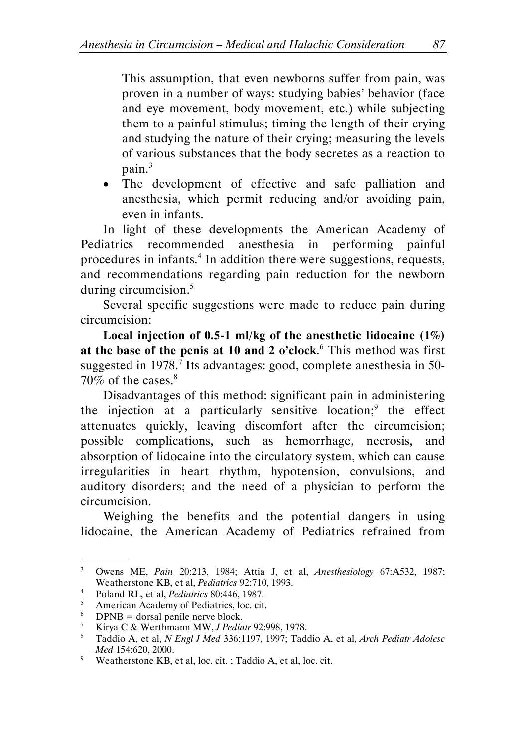This assumption, that even newborns suffer from pain, was proven in a number of ways: studying babies' behavior (face and eye movement, body movement, etc.) while subjecting them to a painful stimulus; timing the length of their crying and studying the nature of their crying; measuring the levels of various substances that the body secretes as a reaction to pain.[3]

- The development of effective and safe palliation and anesthesia, which permit reducing and/or avoiding pain, even in infants.

In light of these developments the American Academy of Pediatrics recommended anesthesia in performing painful procedures in infants.[4] In addition there were suggestions, requests, and recommendations regarding pain reduction for the newborn during circumcision.[5]

Several specific suggestions were made to reduce pain during circumcision:

**Local injection of 0.5-1 ml/kg of the anesthetic lidocaine (1%) at the base of the penis at 10 and 2 o'clock**.[6] This method was first suggested in 1978.[7] Its advantages: good, complete anesthesia in 50-70% of the cases.[8]

Disadvantages of this method: significant pain in administering the injection at a particularly sensitive location;[9] the effect attenuates quickly, leaving discomfort after the circumcision; possible complications, such as hemorrhage, necrosis, and absorption of lidocaine into the circulatory system, which can cause irregularities in heart rhythm, hypotension, convulsions, and auditory disorders; and the need of a physician to perform the circumcision.

Weighing the benefits and the potential dangers in using lidocaine, the American Academy of Pediatrics refrained from

---

[3] Owens ME, *Pain* 20:213, 1984; Attia J, et al, *Anesthesiology* 67:A532, 1987; Weatherstone KB, et al, *Pediatrics* 92:710, 1993.

[4] Poland RL, et al, *Pediatrics* 80:446, 1987.

[5] American Academy of Pediatrics, loc. cit.

[6] DPNB = dorsal penile nerve block.

[7] Kirya C & Werthmann MW, *J Pediatr* 92:998, 1978.

[8] Taddio A, et al, *N Engl J Med* 336:1197, 1997; Taddio A, et al, *Arch Pediatr Adolesc Med* 154:620, 2000.

[9] Weatherstone KB, et al, loc. cit. ; Taddio A, et al, loc. cit.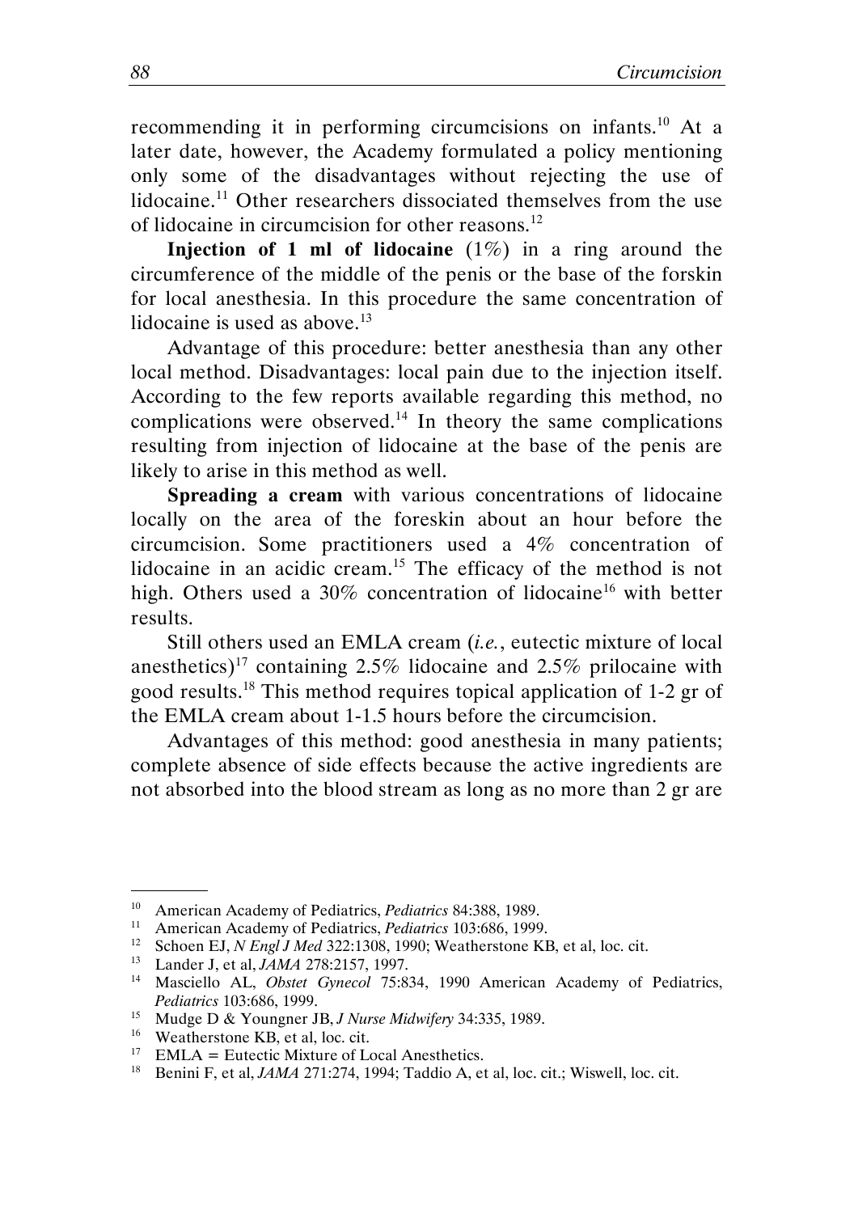recommending it in performing circumcisions on infants.[10] At a later date, however, the Academy formulated a policy mentioning only some of the disadvantages without rejecting the use of lidocaine.[11] Other researchers dissociated themselves from the use of lidocaine in circumcision for other reasons.[12]

**Injection of 1 ml of lidocaine** (1%) in a ring around the circumference of the middle of the penis or the base of the forskin for local anesthesia. In this procedure the same concentration of lidocaine is used as above.[13]

Advantage of this procedure: better anesthesia than any other local method. Disadvantages: local pain due to the injection itself. According to the few reports available regarding this method, no complications were observed.[14] In theory the same complications resulting from injection of lidocaine at the base of the penis are likely to arise in this method as well.

**Spreading a cream** with various concentrations of lidocaine locally on the area of the foreskin about an hour before the circumcision. Some practitioners used a 4% concentration of lidocaine in an acidic cream.[15] The efficacy of the method is not high. Others used a 30% concentration of lidocaine[16] with better results.

Still others used an EMLA cream (*i.e.*, eutectic mixture of local anesthetics)[17] containing 2.5% lidocaine and 2.5% prilocaine with good results.[18] This method requires topical application of 1-2 gr of the EMLA cream about 1-1.5 hours before the circumcision.

Advantages of this method: good anesthesia in many patients; complete absence of side effects because the active ingredients are not absorbed into the blood stream as long as no more than 2 gr are

---

[10] American Academy of Pediatrics, *Pediatrics* 84:388, 1989.

[11] American Academy of Pediatrics, *Pediatrics* 103:686, 1999.

[12] Schoen EJ, *N Engl J Med* 322:1308, 1990; Weatherstone KB, et al, loc. cit.

[13] Lander J, et al, *JAMA* 278:2157, 1997.

[14] Masciello AL, *Obstet Gynecol* 75:834, 1990 American Academy of Pediatrics, *Pediatrics* 103:686, 1999.

[15] Mudge D & Youngner JB, *J Nurse Midwifery* 34:335, 1989.

[16] Weatherstone KB, et al, loc. cit.

[17] EMLA = Eutectic Mixture of Local Anesthetics.

[18] Benini F, et al, *JAMA* 271:274, 1994; Taddio A, et al, loc. cit.; Wiswell, loc. cit.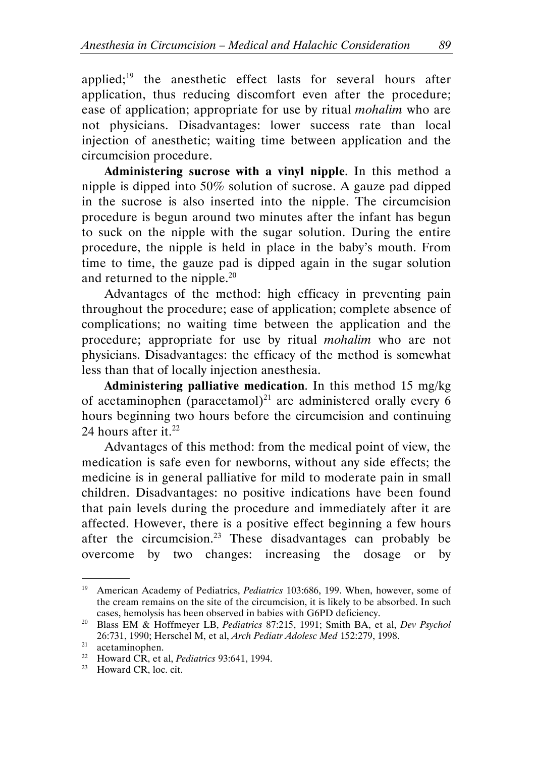applied;[19] the anesthetic effect lasts for several hours after application, thus reducing discomfort even after the procedure; ease of application; appropriate for use by ritual *mohalim* who are not physicians. Disadvantages: lower success rate than local injection of anesthetic; waiting time between application and the circumcision procedure.

**Administering sucrose with a vinyl nipple**. In this method a nipple is dipped into 50% solution of sucrose. A gauze pad dipped in the sucrose is also inserted into the nipple. The circumcision procedure is begun around two minutes after the infant has begun to suck on the nipple with the sugar solution. During the entire procedure, the nipple is held in place in the baby's mouth. From time to time, the gauze pad is dipped again in the sugar solution and returned to the nipple.[20]

Advantages of the method: high efficacy in preventing pain throughout the procedure; ease of application; complete absence of complications; no waiting time between the application and the procedure; appropriate for use by ritual *mohalim* who are not physicians. Disadvantages: the efficacy of the method is somewhat less than that of locally injection anesthesia.

**Administering palliative medication**. In this method 15 mg/kg of acetaminophen (paracetamol)[21] are administered orally every 6 hours beginning two hours before the circumcision and continuing 24 hours after it.[22]

Advantages of this method: from the medical point of view, the medication is safe even for newborns, without any side effects; the medicine is in general palliative for mild to moderate pain in small children. Disadvantages: no positive indications have been found that pain levels during the procedure and immediately after it are affected. However, there is a positive effect beginning a few hours after the circumcision.[23] These disadvantages can probably be overcome by two changes: increasing the dosage or by

---

[19] American Academy of Pediatrics, *Pediatrics* 103:686, 199. When, however, some of the cream remains on the site of the circumcision, it is likely to be absorbed. In such cases, hemolysis has been observed in babies with G6PD deficiency.

[20] Blass EM & Hoffmeyer LB, *Pediatrics* 87:215, 1991; Smith BA, et al, *Dev Psychol* 26:731, 1990; Herschel M, et al, *Arch Pediatr Adolesc Med* 152:279, 1998.

[21] acetaminophen.

[22] Howard CR, et al, *Pediatrics* 93:641, 1994.

[23] Howard CR, loc. cit.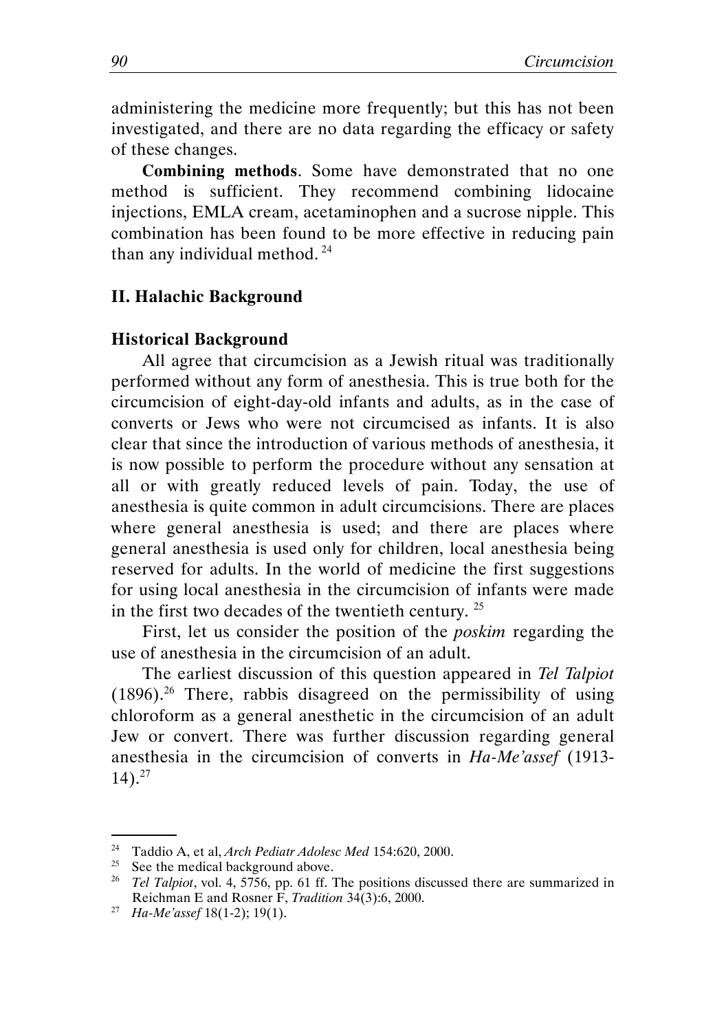administering the medicine more frequently; but this has not been investigated, and there are no data regarding the efficacy or safety of these changes.

**Combining methods**. Some have demonstrated that no one method is sufficient. They recommend combining lidocaine injections, EMLA cream, acetaminophen and a sucrose nipple. This combination has been found to be more effective in reducing pain than any individual method. [24]

## II. Halachic Background

### Historical Background

All agree that circumcision as a Jewish ritual was traditionally performed without any form of anesthesia. This is true both for the circumcision of eight-day-old infants and adults, as in the case of converts or Jews who were not circumcised as infants. It is also clear that since the introduction of various methods of anesthesia, it is now possible to perform the procedure without any sensation at all or with greatly reduced levels of pain. Today, the use of anesthesia is quite common in adult circumcisions. There are places where general anesthesia is used; and there are places where general anesthesia is used only for children, local anesthesia being reserved for adults. In the world of medicine the first suggestions for using local anesthesia in the circumcision of infants were made in the first two decades of the twentieth century. [25]

First, let us consider the position of the *poskim* regarding the use of anesthesia in the circumcision of an adult.

The earliest discussion of this question appeared in *Tel Talpiot* (1896).[26] There, rabbis disagreed on the permissibility of using chloroform as a general anesthetic in the circumcision of an adult Jew or convert. There was further discussion regarding general anesthesia in the circumcision of converts in *Ha-Me'assef* (1913-14).[27]

---

[24] Taddio A, et al, *Arch Pediatr Adolesc Med* 154:620, 2000.

[25] See the medical background above.

[26] *Tel Talpiot*, vol. 4, 5756, pp. 61 ff. The positions discussed there are summarized in Reichman E and Rosner F, *Tradition* 34(3):6, 2000.

[27] *Ha-Me'assef* 18(1-2); 19(1).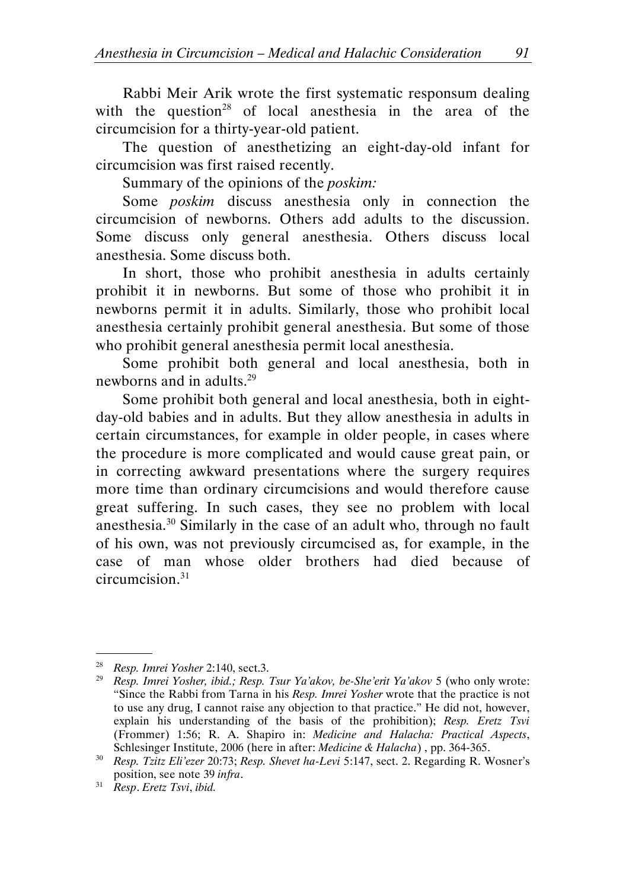Rabbi Meir Arik wrote the first systematic responsum dealing with the question[28] of local anesthesia in the area of the circumcision for a thirty-year-old patient.

The question of anesthetizing an eight-day-old infant for circumcision was first raised recently.

Summary of the opinions of the *poskim:*

Some *poskim* discuss anesthesia only in connection the circumcision of newborns. Others add adults to the discussion. Some discuss only general anesthesia. Others discuss local anesthesia. Some discuss both.

In short, those who prohibit anesthesia in adults certainly prohibit it in newborns. But some of those who prohibit it in newborns permit it in adults. Similarly, those who prohibit local anesthesia certainly prohibit general anesthesia. But some of those who prohibit general anesthesia permit local anesthesia.

Some prohibit both general and local anesthesia, both in newborns and in adults.[29]

Some prohibit both general and local anesthesia, both in eight-day-old babies and in adults. But they allow anesthesia in adults in certain circumstances, for example in older people, in cases where the procedure is more complicated and would cause great pain, or in correcting awkward presentations where the surgery requires more time than ordinary circumcisions and would therefore cause great suffering. In such cases, they see no problem with local anesthesia.[30] Similarly in the case of an adult who, through no fault of his own, was not previously circumcised as, for example, in the case of man whose older brothers had died because of circumcision.[31]

---

[28] *Resp. Imrei Yosher* 2:140, sect.3.

[29] *Resp. Imrei Yosher, ibid.; Resp. Tsur Ya'akov, be-She'erit Ya'akov* 5 (who only wrote: "Since the Rabbi from Tarna in his *Resp. Imrei Yosher* wrote that the practice is not to use any drug, I cannot raise any objection to that practice." He did not, however, explain his understanding of the basis of the prohibition); *Resp. Eretz Tsvi* (Frommer) 1:56; R. A. Shapiro in: *Medicine and Halacha: Practical Aspects*, Schlesinger Institute, 2006 (here in after: *Medicine & Halacha*) , pp. 364-365.

[30] *Resp. Tzitz Eli'ezer* 20:73; *Resp. Shevet ha-Levi* 5:147, sect. 2. Regarding R. Wosner's position, see note 39 *infra*.

[31] *Resp*. *Eretz Tsvi*, *ibid.*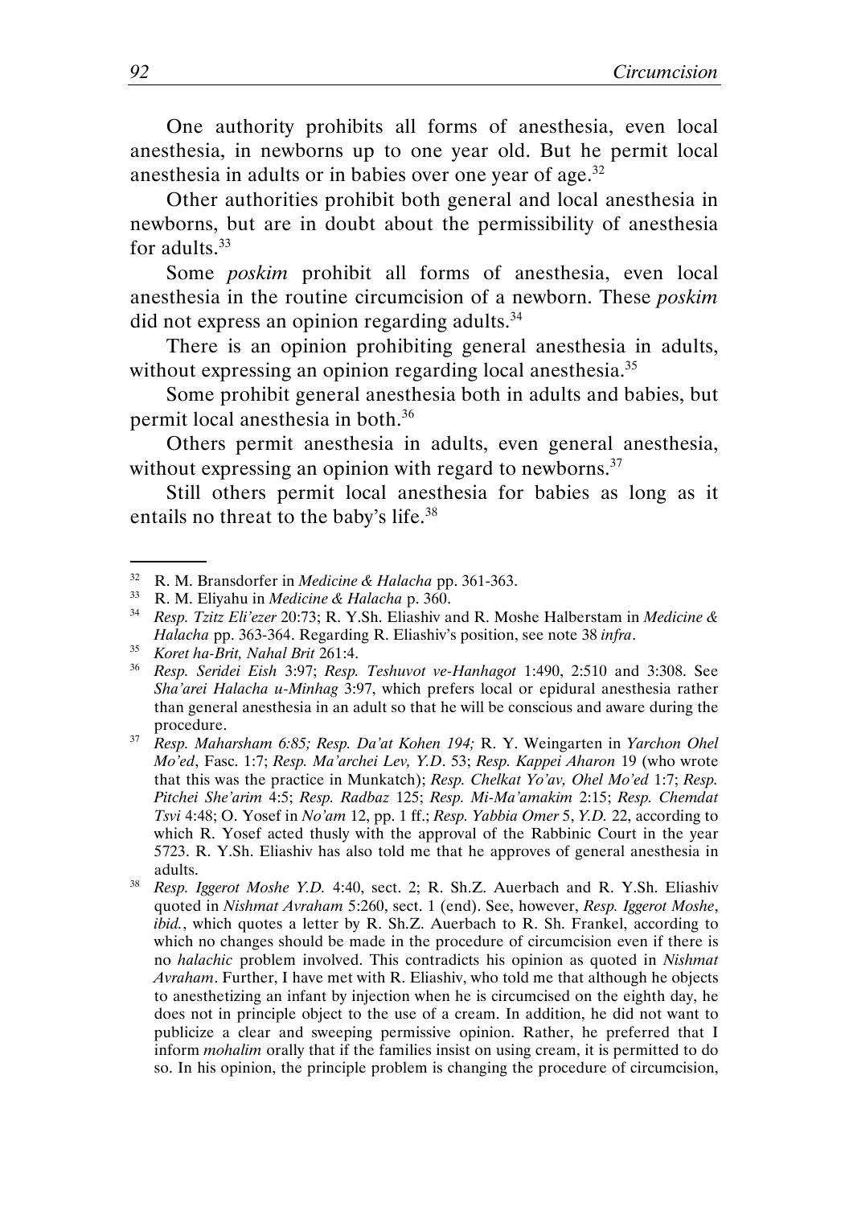One authority prohibits all forms of anesthesia, even local anesthesia, in newborns up to one year old. But he permit local anesthesia in adults or in babies over one year of age.[32]

Other authorities prohibit both general and local anesthesia in newborns, but are in doubt about the permissibility of anesthesia for adults.[33]

Some *poskim* prohibit all forms of anesthesia, even local anesthesia in the routine circumcision of a newborn. These *poskim* did not express an opinion regarding adults.[34]

There is an opinion prohibiting general anesthesia in adults, without expressing an opinion regarding local anesthesia.[35]

Some prohibit general anesthesia both in adults and babies, but permit local anesthesia in both.[36]

Others permit anesthesia in adults, even general anesthesia, without expressing an opinion with regard to newborns.[37]

Still others permit local anesthesia for babies as long as it entails no threat to the baby's life.[38]

---

[32] R. M. Bransdorfer in *Medicine & Halacha* pp. 361-363.

[33] R. M. Eliyahu in *Medicine & Halacha* p. 360.

[34] *Resp. Tzitz Eli'ezer* 20:73; R. Y.Sh. Eliashiv and R. Moshe Halberstam in *Medicine & Halacha* pp. 363-364. Regarding R. Eliashiv's position, see note 38 *infra*.

[35] *Koret ha-Brit, Nahal Brit* 261:4.

[36] *Resp. Seridei Eish* 3:97; *Resp. Teshuvot ve-Hanhagot* 1:490, 2:510 and 3:308. See *Sha'arei Halacha u-Minhag* 3:97, which prefers local or epidural anesthesia rather than general anesthesia in an adult so that he will be conscious and aware during the procedure.

[37] *Resp. Maharsham 6:85; Resp. Da'at Kohen 194;* R. Y. Weingarten in *Yarchon Ohel Mo'ed*, Fasc. 1:7; *Resp. Ma'archei Lev, Y.D.* 53; *Resp. Kappei Aharon* 19 (who wrote that this was the practice in Munkatch); *Resp. Chelkat Yo'av, Ohel Mo'ed* 1:7; *Resp. Pitchei She'arim* 4:5; *Resp. Radbaz* 125; *Resp. Mi-Ma'amakim* 2:15; *Resp. Chemdat Tsvi* 4:48; O. Yosef in *No'am* 12, pp. 1 ff.; *Resp. Yabbia Omer* 5, *Y.D.* 22, according to which R. Yosef acted thusly with the approval of the Rabbinic Court in the year 5723. R. Y.Sh. Eliashiv has also told me that he approves of general anesthesia in adults.

[38] *Resp. Iggerot Moshe Y.D.* 4:40, sect. 2; R. Sh.Z. Auerbach and R. Y.Sh. Eliashiv quoted in *Nishmat Avraham* 5:260, sect. 1 (end). See, however, *Resp. Iggerot Moshe*, *ibid.*, which quotes a letter by R. Sh.Z. Auerbach to R. Sh. Frankel, according to which no changes should be made in the procedure of circumcision even if there is no *halachic* problem involved. This contradicts his opinion as quoted in *Nishmat Avraham*. Further, I have met with R. Eliashiv, who told me that although he objects to anesthetizing an infant by injection when he is circumcised on the eighth day, he does not in principle object to the use of a cream. In addition, he did not want to publicize a clear and sweeping permissive opinion. Rather, he preferred that I inform *mohalim* orally that if the families insist on using cream, it is permitted to do so. In his opinion, the principle problem is changing the procedure of circumcision,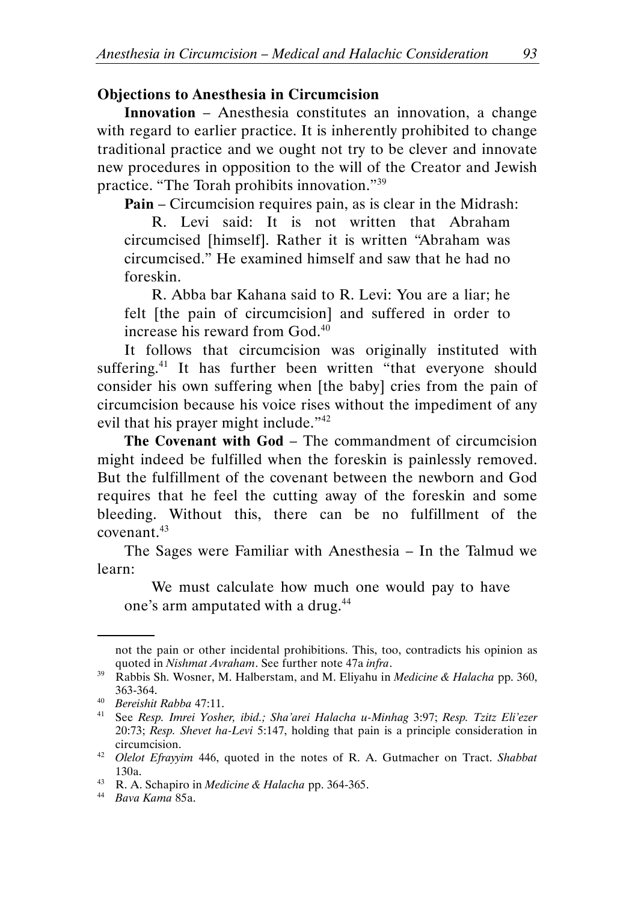## Objections to Anesthesia in Circumcision

**Innovation** – Anesthesia constitutes an innovation, a change with regard to earlier practice. It is inherently prohibited to change traditional practice and we ought not try to be clever and innovate new procedures in opposition to the will of the Creator and Jewish practice. "The Torah prohibits innovation."[39]

**Pain** – Circumcision requires pain, as is clear in the Midrash:

> R. Levi said: It is not written that Abraham circumcised [himself]. Rather it is written "Abraham was circumcised." He examined himself and saw that he had no foreskin.
>
> R. Abba bar Kahana said to R. Levi: You are a liar; he felt [the pain of circumcision] and suffered in order to increase his reward from God.[40]

It follows that circumcision was originally instituted with suffering.[41] It has further been written "that everyone should consider his own suffering when [the baby] cries from the pain of circumcision because his voice rises without the impediment of any evil that his prayer might include."[42]

**The Covenant with God** – The commandment of circumcision might indeed be fulfilled when the foreskin is painlessly removed. But the fulfillment of the covenant between the newborn and God requires that he feel the cutting away of the foreskin and some bleeding. Without this, there can be no fulfillment of the covenant.[43]

The Sages were Familiar with Anesthesia – In the Talmud we learn:

> We must calculate how much one would pay to have one's arm amputated with a drug.[44]

---

not the pain or other incidental prohibitions. This, too, contradicts his opinion as quoted in *Nishmat Avraham*. See further note 47a *infra*.

[39] Rabbis Sh. Wosner, M. Halberstam, and M. Eliyahu in *Medicine & Halacha* pp. 360, 363-364.

[40] *Bereishit Rabba* 47:11.

[41] See *Resp. Imrei Yosher, ibid.; Sha'arei Halacha u-Minhag* 3:97; *Resp. Tzitz Eli'ezer* 20:73; *Resp. Shevet ha-Levi* 5:147, holding that pain is a principle consideration in circumcision.

[42] *Olelot Efrayyim* 446, quoted in the notes of R. A. Gutmacher on Tract. *Shabbat* 130a.

[43] R. A. Schapiro in *Medicine & Halacha* pp. 364-365.

[44] *Bava Kama* 85a.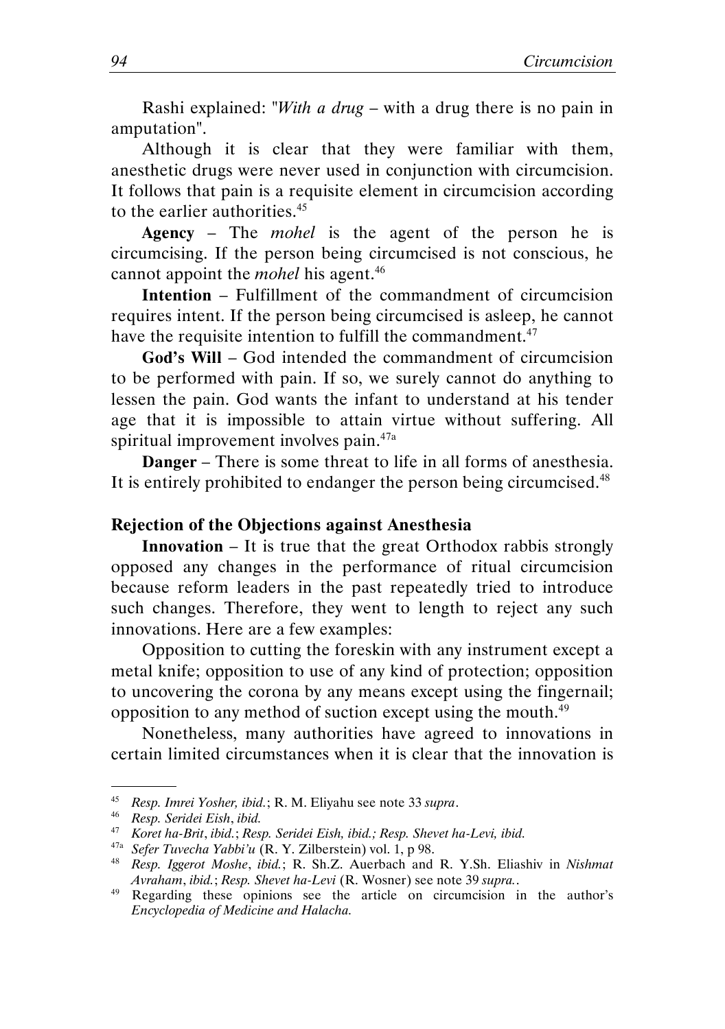Rashi explained: "*With a drug* – with a drug there is no pain in amputation".

Although it is clear that they were familiar with them, anesthetic drugs were never used in conjunction with circumcision. It follows that pain is a requisite element in circumcision according to the earlier authorities.[45]

**Agency** – The *mohel* is the agent of the person he is circumcising. If the person being circumcised is not conscious, he cannot appoint the *mohel* his agent.[46]

**Intention** – Fulfillment of the commandment of circumcision requires intent. If the person being circumcised is asleep, he cannot have the requisite intention to fulfill the commandment.[47]

**God's Will** – God intended the commandment of circumcision to be performed with pain. If so, we surely cannot do anything to lessen the pain. God wants the infant to understand at his tender age that it is impossible to attain virtue without suffering. All spiritual improvement involves pain.[47a]

**Danger** – There is some threat to life in all forms of anesthesia. It is entirely prohibited to endanger the person being circumcised.[48]

### Rejection of the Objections against Anesthesia

**Innovation** – It is true that the great Orthodox rabbis strongly opposed any changes in the performance of ritual circumcision because reform leaders in the past repeatedly tried to introduce such changes. Therefore, they went to length to reject any such innovations. Here are a few examples:

Opposition to cutting the foreskin with any instrument except a metal knife; opposition to use of any kind of protection; opposition to uncovering the corona by any means except using the fingernail; opposition to any method of suction except using the mouth.[49]

Nonetheless, many authorities have agreed to innovations in certain limited circumstances when it is clear that the innovation is

---

[45] *Resp. Imrei Yosher, ibid.*; R. M. Eliyahu see note 33 *supra*.

[46] *Resp. Seridei Eish*, *ibid.*

[47] *Koret ha-Brit*, *ibid.*; *Resp. Seridei Eish, ibid.; Resp. Shevet ha-Levi, ibid.*

[47a] *Sefer Tuvecha Yabbi'u* (R. Y. Zilberstein) vol. 1, p 98.

[48] *Resp. Iggerot Moshe*, *ibid.*; R. Sh.Z. Auerbach and R. Y.Sh. Eliashiv in *Nishmat Avraham*, *ibid.*; *Resp. Shevet ha-Levi* (R. Wosner) see note 39 *supra.*.

[49] Regarding these opinions see the article on circumcision in the author's *Encyclopedia of Medicine and Halacha.*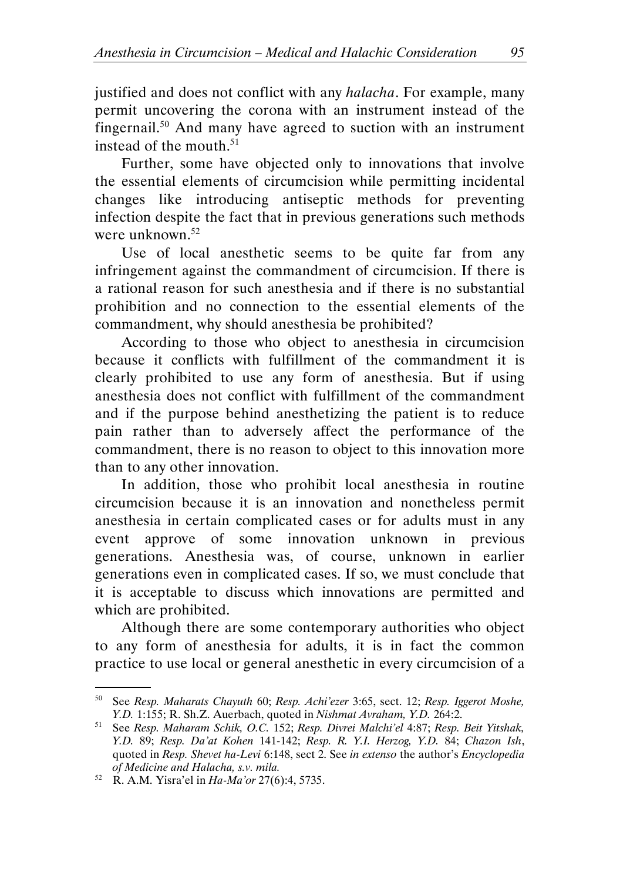justified and does not conflict with any *halacha*. For example, many permit uncovering the corona with an instrument instead of the fingernail.[50] And many have agreed to suction with an instrument instead of the mouth.[51]

Further, some have objected only to innovations that involve the essential elements of circumcision while permitting incidental changes like introducing antiseptic methods for preventing infection despite the fact that in previous generations such methods were unknown.[52]

Use of local anesthetic seems to be quite far from any infringement against the commandment of circumcision. If there is a rational reason for such anesthesia and if there is no substantial prohibition and no connection to the essential elements of the commandment, why should anesthesia be prohibited?

According to those who object to anesthesia in circumcision because it conflicts with fulfillment of the commandment it is clearly prohibited to use any form of anesthesia. But if using anesthesia does not conflict with fulfillment of the commandment and if the purpose behind anesthetizing the patient is to reduce pain rather than to adversely affect the performance of the commandment, there is no reason to object to this innovation more than to any other innovation.

In addition, those who prohibit local anesthesia in routine circumcision because it is an innovation and nonetheless permit anesthesia in certain complicated cases or for adults must in any event approve of some innovation unknown in previous generations. Anesthesia was, of course, unknown in earlier generations even in complicated cases. If so, we must conclude that it is acceptable to discuss which innovations are permitted and which are prohibited.

Although there are some contemporary authorities who object to any form of anesthesia for adults, it is in fact the common practice to use local or general anesthetic in every circumcision of a

---

[50] See *Resp. Maharats Chayuth* 60; *Resp. Achi'ezer* 3:65, sect. 12; *Resp. Iggerot Moshe, Y.D.* 1:155; R. Sh.Z. Auerbach, quoted in *Nishmat Avraham, Y.D.* 264:2.

[51] See *Resp. Maharam Schik, O.C.* 152; *Resp. Divrei Malchi'el* 4:87; *Resp. Beit Yitshak, Y.D.* 89; *Resp. Da'at Kohen* 141-142; *Resp. R. Y.I. Herzog, Y.D.* 84; *Chazon Ish*, quoted in *Resp. Shevet ha-Levi* 6:148, sect 2. See *in extenso* the author's *Encyclopedia of Medicine and Halacha, s.v. mila.*

[52] R. A.M. Yisra'el in *Ha-Ma'or* 27(6):4, 5735.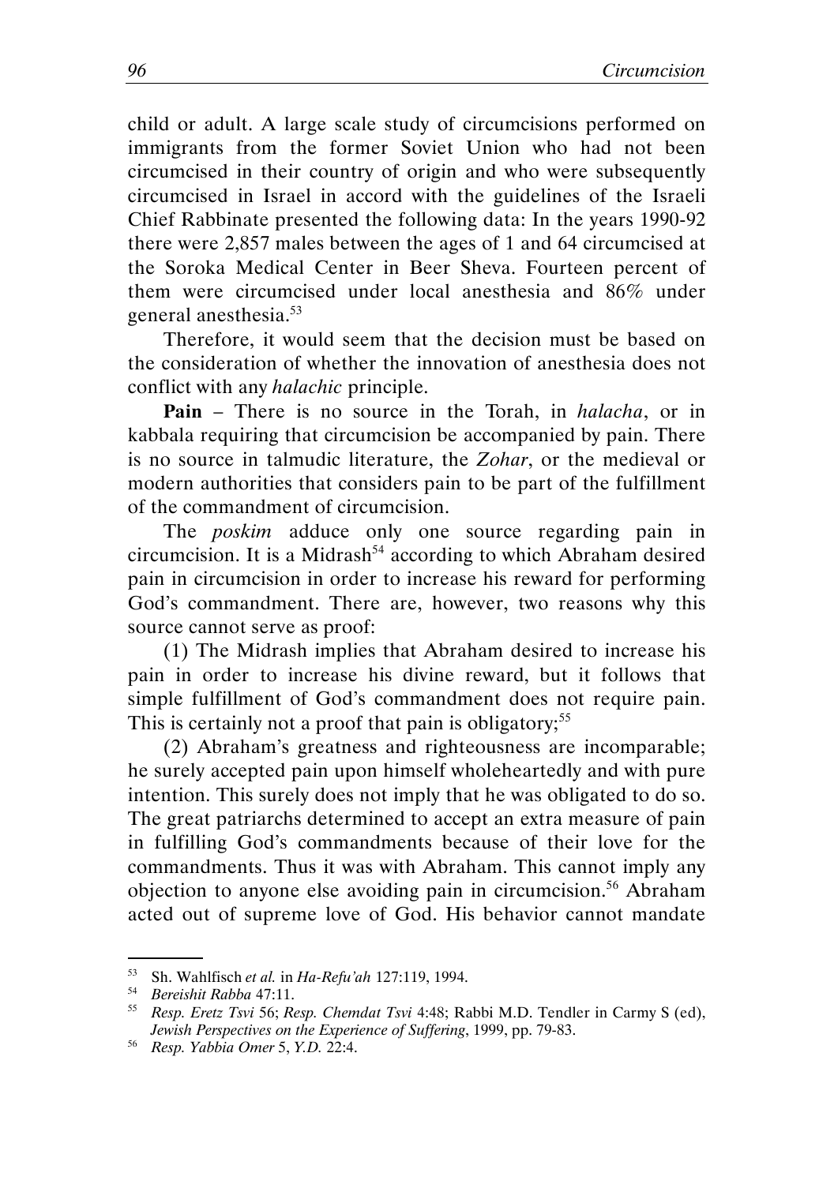child or adult. A large scale study of circumcisions performed on immigrants from the former Soviet Union who had not been circumcised in their country of origin and who were subsequently circumcised in Israel in accord with the guidelines of the Israeli Chief Rabbinate presented the following data: In the years 1990-92 there were 2,857 males between the ages of 1 and 64 circumcised at the Soroka Medical Center in Beer Sheva. Fourteen percent of them were circumcised under local anesthesia and 86% under general anesthesia.[53]

Therefore, it would seem that the decision must be based on the consideration of whether the innovation of anesthesia does not conflict with any *halachic* principle.

**Pain** – There is no source in the Torah, in *halacha*, or in kabbala requiring that circumcision be accompanied by pain. There is no source in talmudic literature, the *Zohar*, or the medieval or modern authorities that considers pain to be part of the fulfillment of the commandment of circumcision.

The *poskim* adduce only one source regarding pain in circumcision. It is a Midrash[54] according to which Abraham desired pain in circumcision in order to increase his reward for performing God's commandment. There are, however, two reasons why this source cannot serve as proof:

(1) The Midrash implies that Abraham desired to increase his pain in order to increase his divine reward, but it follows that simple fulfillment of God's commandment does not require pain. This is certainly not a proof that pain is obligatory;[55]

(2) Abraham's greatness and righteousness are incomparable; he surely accepted pain upon himself wholeheartedly and with pure intention. This surely does not imply that he was obligated to do so. The great patriarchs determined to accept an extra measure of pain in fulfilling God's commandments because of their love for the commandments. Thus it was with Abraham. This cannot imply any objection to anyone else avoiding pain in circumcision.[56] Abraham acted out of supreme love of God. His behavior cannot mandate

---

[53] Sh. Wahlfisch *et al.* in *Ha-Refu'ah* 127:119, 1994.

[54] *Bereishit Rabba* 47:11.

[55] *Resp. Eretz Tsvi* 56; *Resp. Chemdat Tsvi* 4:48; Rabbi M.D. Tendler in Carmy S (ed), *Jewish Perspectives on the Experience of Suffering*, 1999, pp. 79-83.

[56] *Resp. Yabbia Omer* 5, *Y.D.* 22:4.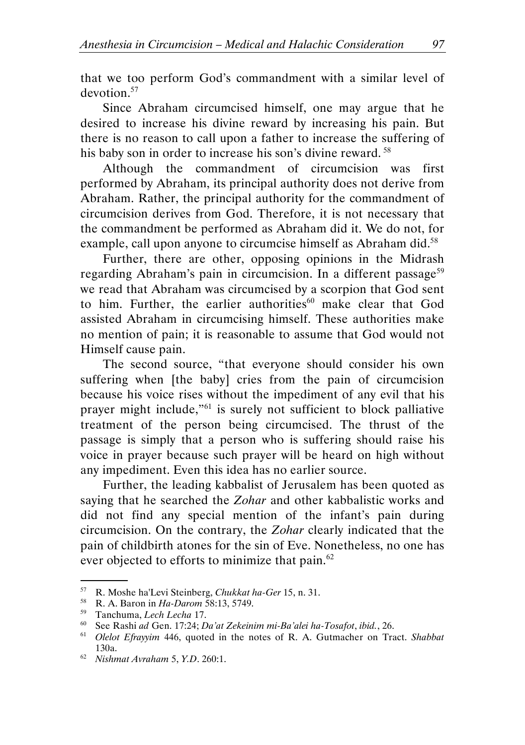that we too perform God's commandment with a similar level of devotion.[57]

Since Abraham circumcised himself, one may argue that he desired to increase his divine reward by increasing his pain. But there is no reason to call upon a father to increase the suffering of his baby son in order to increase his son's divine reward.[58]

Although the commandment of circumcision was first performed by Abraham, its principal authority does not derive from Abraham. Rather, the principal authority for the commandment of circumcision derives from God. Therefore, it is not necessary that the commandment be performed as Abraham did it. We do not, for example, call upon anyone to circumcise himself as Abraham did.[58]

Further, there are other, opposing opinions in the Midrash regarding Abraham's pain in circumcision. In a different passage[59] we read that Abraham was circumcised by a scorpion that God sent to him. Further, the earlier authorities[60] make clear that God assisted Abraham in circumcising himself. These authorities make no mention of pain; it is reasonable to assume that God would not Himself cause pain.

The second source, "that everyone should consider his own suffering when [the baby] cries from the pain of circumcision because his voice rises without the impediment of any evil that his prayer might include,"[61] is surely not sufficient to block palliative treatment of the person being circumcised. The thrust of the passage is simply that a person who is suffering should raise his voice in prayer because such prayer will be heard on high without any impediment. Even this idea has no earlier source.

Further, the leading kabbalist of Jerusalem has been quoted as saying that he searched the *Zohar* and other kabbalistic works and did not find any special mention of the infant's pain during circumcision. On the contrary, the *Zohar* clearly indicated that the pain of childbirth atones for the sin of Eve. Nonetheless, no one has ever objected to efforts to minimize that pain.[62]

---

[57] R. Moshe ha'Levi Steinberg, *Chukkat ha-Ger* 15, n. 31.

[58] R. A. Baron in *Ha-Darom* 58:13, 5749.

[59] Tanchuma, *Lech Lecha* 17.

[60] See Rashi *ad* Gen. 17:24; *Da'at Zekeinim mi-Ba'alei ha-Tosafot*, *ibid.*, 26.

[61] *Olelot Efrayyim* 446, quoted in the notes of R. A. Gutmacher on Tract. *Shabbat* 130a.

[62] *Nishmat Avraham* 5, *Y.D*. 260:1.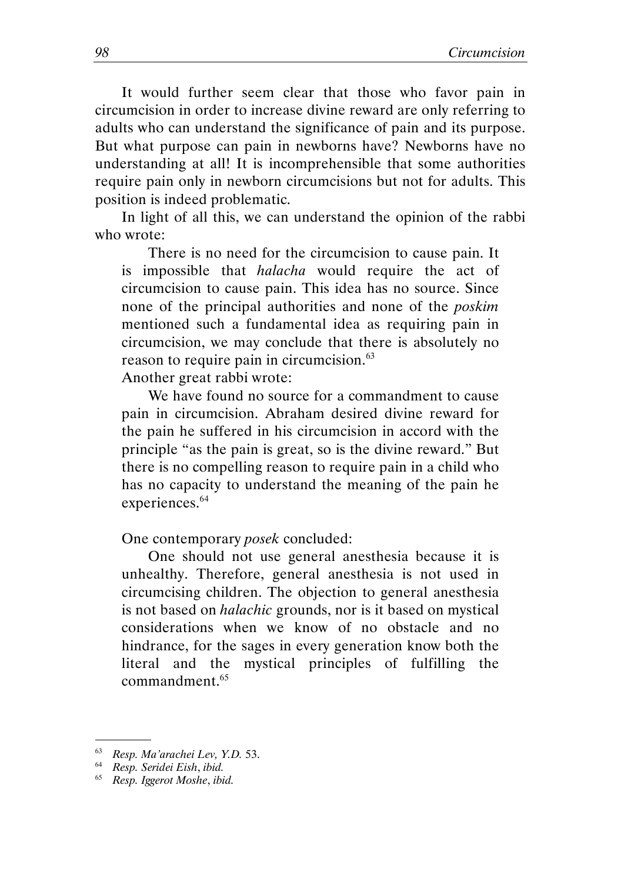It would further seem clear that those who favor pain in circumcision in order to increase divine reward are only referring to adults who can understand the significance of pain and its purpose. But what purpose can pain in newborns have? Newborns have no understanding at all! It is incomprehensible that some authorities require pain only in newborn circumcisions but not for adults. This position is indeed problematic.

In light of all this, we can understand the opinion of the rabbi who wrote:

> There is no need for the circumcision to cause pain. It is impossible that *halacha* would require the act of circumcision to cause pain. This idea has no source. Since none of the principal authorities and none of the *poskim* mentioned such a fundamental idea as requiring pain in circumcision, we may conclude that there is absolutely no reason to require pain in circumcision.[63]

Another great rabbi wrote:

> We have found no source for a commandment to cause pain in circumcision. Abraham desired divine reward for the pain he suffered in his circumcision in accord with the principle "as the pain is great, so is the divine reward." But there is no compelling reason to require pain in a child who has no capacity to understand the meaning of the pain he experiences.[64]

One contemporary *posek* concluded:

> One should not use general anesthesia because it is unhealthy. Therefore, general anesthesia is not used in circumcising children. The objection to general anesthesia is not based on *halachic* grounds, nor is it based on mystical considerations when we know of no obstacle and no hindrance, for the sages in every generation know both the literal and the mystical principles of fulfilling the commandment.[65]

---

[63] *Resp. Ma'arachei Lev, Y.D.* 53.

[64] *Resp. Seridei Eish*, *ibid.*

[65] *Resp. Iggerot Moshe*, *ibid.*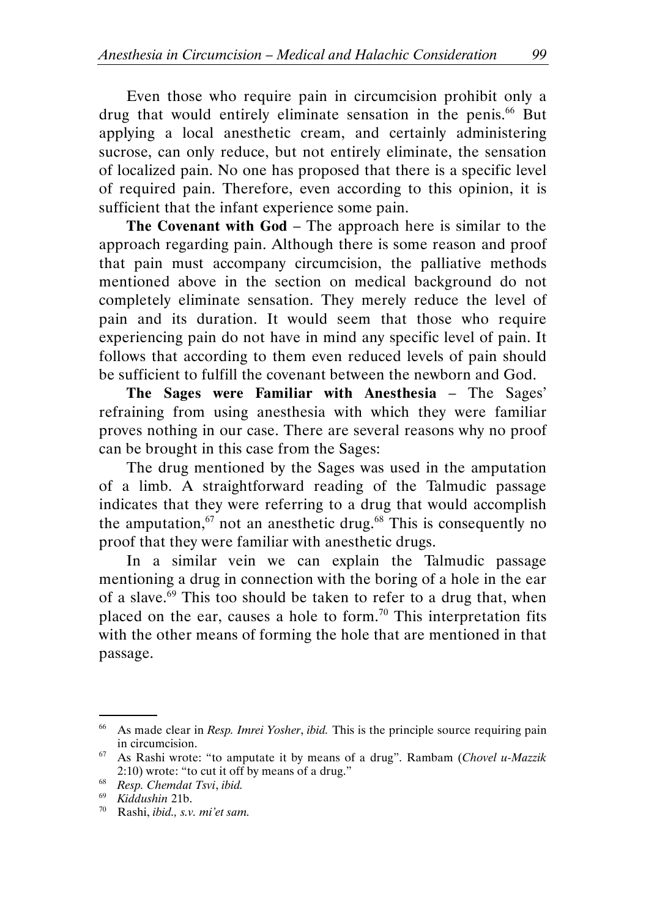Even those who require pain in circumcision prohibit only a drug that would entirely eliminate sensation in the penis.[66] But applying a local anesthetic cream, and certainly administering sucrose, can only reduce, but not entirely eliminate, the sensation of localized pain. No one has proposed that there is a specific level of required pain. Therefore, even according to this opinion, it is sufficient that the infant experience some pain.

**The Covenant with God** – The approach here is similar to the approach regarding pain. Although there is some reason and proof that pain must accompany circumcision, the palliative methods mentioned above in the section on medical background do not completely eliminate sensation. They merely reduce the level of pain and its duration. It would seem that those who require experiencing pain do not have in mind any specific level of pain. It follows that according to them even reduced levels of pain should be sufficient to fulfill the covenant between the newborn and God.

**The Sages were Familiar with Anesthesia** – The Sages' refraining from using anesthesia with which they were familiar proves nothing in our case. There are several reasons why no proof can be brought in this case from the Sages:

The drug mentioned by the Sages was used in the amputation of a limb. A straightforward reading of the Talmudic passage indicates that they were referring to a drug that would accomplish the amputation,[67] not an anesthetic drug.[68] This is consequently no proof that they were familiar with anesthetic drugs.

In a similar vein we can explain the Talmudic passage mentioning a drug in connection with the boring of a hole in the ear of a slave.[69] This too should be taken to refer to a drug that, when placed on the ear, causes a hole to form.[70] This interpretation fits with the other means of forming the hole that are mentioned in that passage.

---

[66] As made clear in *Resp. Imrei Yosher*, *ibid.* This is the principle source requiring pain in circumcision.

[67] As Rashi wrote: "to amputate it by means of a drug". Rambam (*Chovel u-Mazzik* 2:10) wrote: "to cut it off by means of a drug."

[68] *Resp. Chemdat Tsvi*, *ibid.*

[69] *Kiddushin* 21b.

[70] Rashi, *ibid., s.v. mi'et sam.*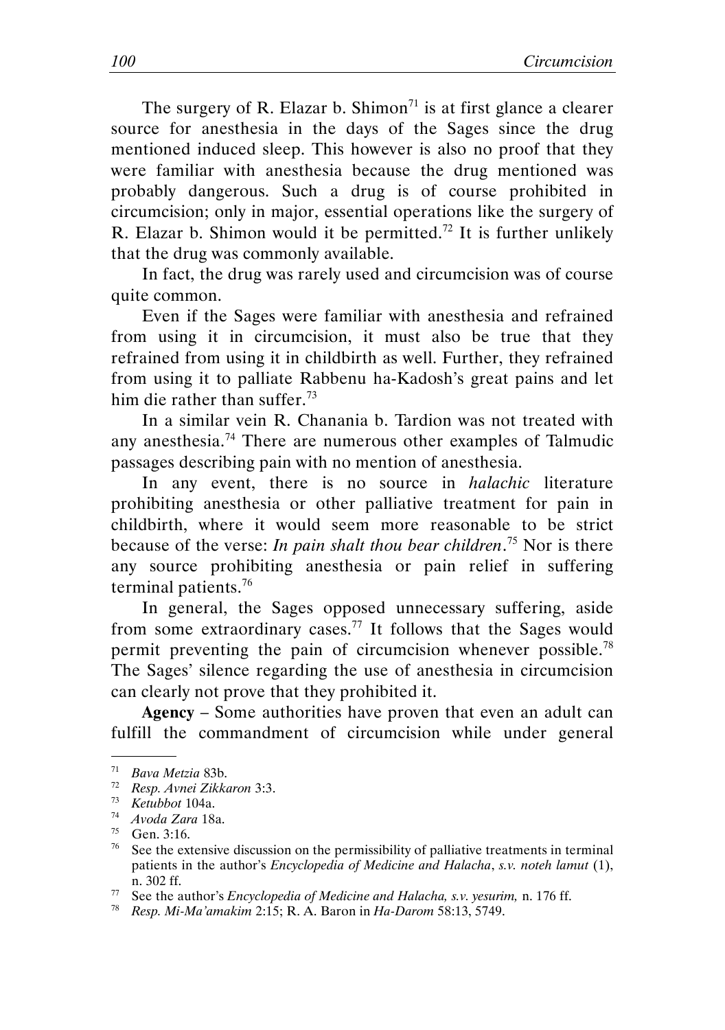The surgery of R. Elazar b. Shimon[71] is at first glance a clearer source for anesthesia in the days of the Sages since the drug mentioned induced sleep. This however is also no proof that they were familiar with anesthesia because the drug mentioned was probably dangerous. Such a drug is of course prohibited in circumcision; only in major, essential operations like the surgery of R. Elazar b. Shimon would it be permitted.[72] It is further unlikely that the drug was commonly available.

In fact, the drug was rarely used and circumcision was of course quite common.

Even if the Sages were familiar with anesthesia and refrained from using it in circumcision, it must also be true that they refrained from using it in childbirth as well. Further, they refrained from using it to palliate Rabbenu ha-Kadosh's great pains and let him die rather than suffer.[73]

In a similar vein R. Chanania b. Tardion was not treated with any anesthesia.[74] There are numerous other examples of Talmudic passages describing pain with no mention of anesthesia.

In any event, there is no source in *halachic* literature prohibiting anesthesia or other palliative treatment for pain in childbirth, where it would seem more reasonable to be strict because of the verse: *In pain shalt thou bear children*.[75] Nor is there any source prohibiting anesthesia or pain relief in suffering terminal patients.[76]

In general, the Sages opposed unnecessary suffering, aside from some extraordinary cases.[77] It follows that the Sages would permit preventing the pain of circumcision whenever possible.[78] The Sages' silence regarding the use of anesthesia in circumcision can clearly not prove that they prohibited it.

**Agency** – Some authorities have proven that even an adult can fulfill the commandment of circumcision while under general

---

71 *Bava Metzia* 83b.

72 *Resp. Avnei Zikkaron* 3:3.

73 *Ketubbot* 104a.

74 *Avoda Zara* 18a.

75 Gen. 3:16.

76 See the extensive discussion on the permissibility of palliative treatments in terminal patients in the author's *Encyclopedia of Medicine and Halacha*, *s.v. noteh lamut* (1), n. 302 ff.

77 See the author's *Encyclopedia of Medicine and Halacha, s.v. yesurim,* n. 176 ff.

78 *Resp. Mi-Ma'amakim* 2:15; R. A. Baron in *Ha-Darom* 58:13, 5749.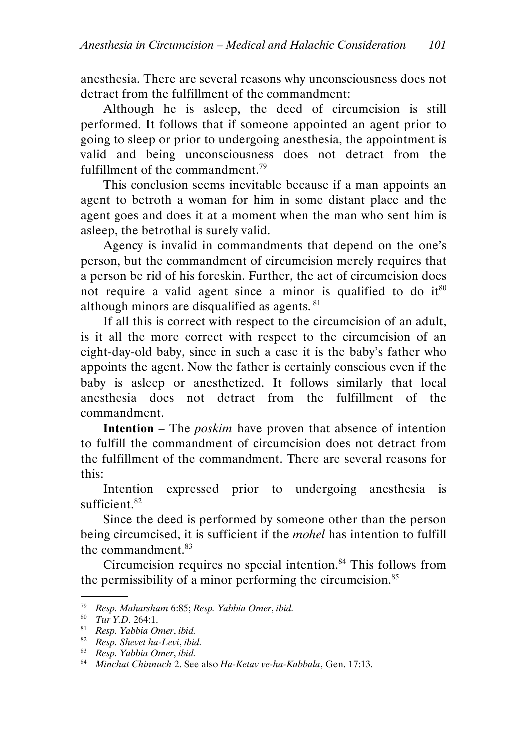anesthesia. There are several reasons why unconsciousness does not detract from the fulfillment of the commandment:

Although he is asleep, the deed of circumcision is still performed. It follows that if someone appointed an agent prior to going to sleep or prior to undergoing anesthesia, the appointment is valid and being unconsciousness does not detract from the fulfillment of the commandment.[79]

This conclusion seems inevitable because if a man appoints an agent to betroth a woman for him in some distant place and the agent goes and does it at a moment when the man who sent him is asleep, the betrothal is surely valid.

Agency is invalid in commandments that depend on the one's person, but the commandment of circumcision merely requires that a person be rid of his foreskin. Further, the act of circumcision does not require a valid agent since a minor is qualified to do it[80] although minors are disqualified as agents.[81]

If all this is correct with respect to the circumcision of an adult, is it all the more correct with respect to the circumcision of an eight-day-old baby, since in such a case it is the baby's father who appoints the agent. Now the father is certainly conscious even if the baby is asleep or anesthetized. It follows similarly that local anesthesia does not detract from the fulfillment of the commandment.

**Intention** – The *poskim* have proven that absence of intention to fulfill the commandment of circumcision does not detract from the fulfillment of the commandment. There are several reasons for this:

Intention expressed prior to undergoing anesthesia is sufficient.[82]

Since the deed is performed by someone other than the person being circumcised, it is sufficient if the *mohel* has intention to fulfill the commandment.[83]

Circumcision requires no special intention.[84] This follows from the permissibility of a minor performing the circumcision.[85]

---

[79] *Resp. Maharsham* 6:85; *Resp. Yabbia Omer*, *ibid.*

[80] *Tur Y.D*. 264:1.

[81] *Resp. Yabbia Omer*, *ibid.*

[82] *Resp. Shevet ha-Levi*, *ibid.*

[83] *Resp. Yabbia Omer*, *ibid.*

[84] *Minchat Chinnuch* 2. See also *Ha-Ketav ve-ha-Kabbala*, Gen. 17:13.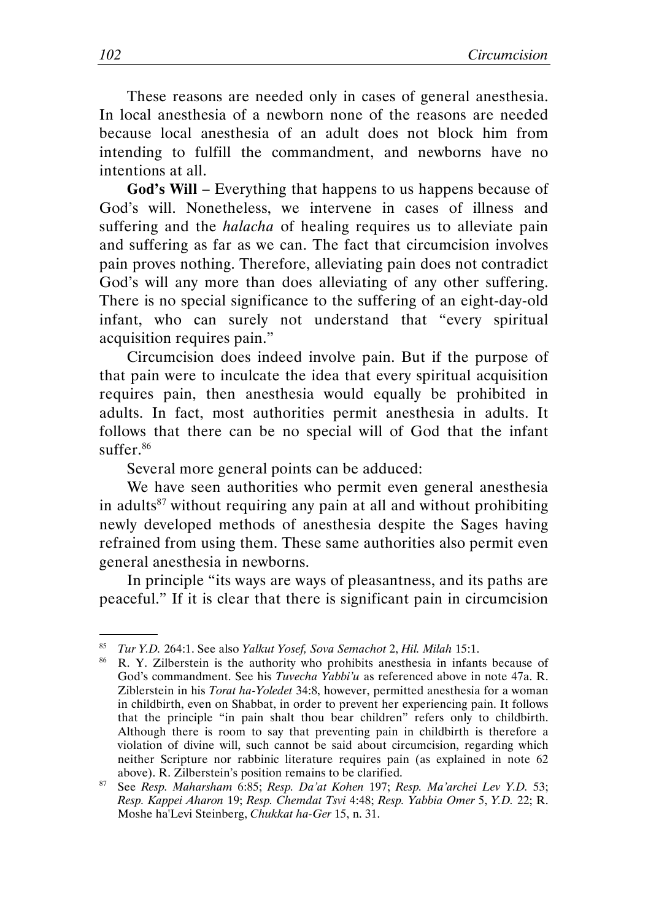These reasons are needed only in cases of general anesthesia. In local anesthesia of a newborn none of the reasons are needed because local anesthesia of an adult does not block him from intending to fulfill the commandment, and newborns have no intentions at all.

**God's Will** – Everything that happens to us happens because of God's will. Nonetheless, we intervene in cases of illness and suffering and the *halacha* of healing requires us to alleviate pain and suffering as far as we can. The fact that circumcision involves pain proves nothing. Therefore, alleviating pain does not contradict God's will any more than does alleviating of any other suffering. There is no special significance to the suffering of an eight-day-old infant, who can surely not understand that "every spiritual acquisition requires pain."

Circumcision does indeed involve pain. But if the purpose of that pain were to inculcate the idea that every spiritual acquisition requires pain, then anesthesia would equally be prohibited in adults. In fact, most authorities permit anesthesia in adults. It follows that there can be no special will of God that the infant suffer.[86]

Several more general points can be adduced:

We have seen authorities who permit even general anesthesia in adults[87] without requiring any pain at all and without prohibiting newly developed methods of anesthesia despite the Sages having refrained from using them. These same authorities also permit even general anesthesia in newborns.

In principle "its ways are ways of pleasantness, and its paths are peaceful." If it is clear that there is significant pain in circumcision

---

[85] *Tur Y.D.* 264:1. See also *Yalkut Yosef, Sova Semachot* 2, *Hil. Milah* 15:1.

[86] R. Y. Zilberstein is the authority who prohibits anesthesia in infants because of God's commandment. See his *Tuvecha Yabbi'u* as referenced above in note 47a. R. Ziblerstein in his *Torat ha-Yoledet* 34:8, however, permitted anesthesia for a woman in childbirth, even on Shabbat, in order to prevent her experiencing pain. It follows that the principle "in pain shalt thou bear children" refers only to childbirth. Although there is room to say that preventing pain in childbirth is therefore a violation of divine will, such cannot be said about circumcision, regarding which neither Scripture nor rabbinic literature requires pain (as explained in note 62 above). R. Zilberstein's position remains to be clarified.

[87] See *Resp. Maharsham* 6:85; *Resp. Da'at Kohen* 197; *Resp. Ma'archei Lev Y.D.* 53; *Resp. Kappei Aharon* 19; *Resp. Chemdat Tsvi* 4:48; *Resp. Yabbia Omer* 5, *Y.D.* 22; R. Moshe ha'Levi Steinberg, *Chukkat ha-Ger* 15, n. 31.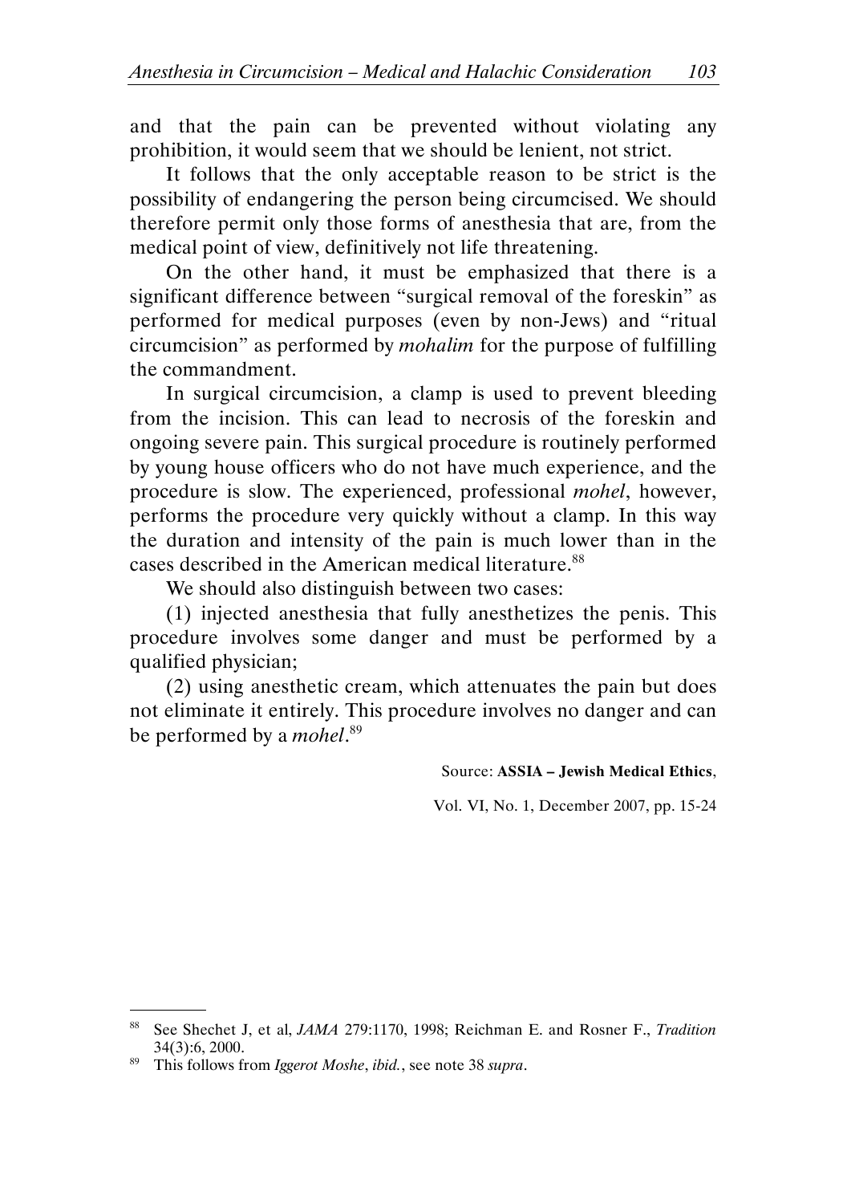and that the pain can be prevented without violating any prohibition, it would seem that we should be lenient, not strict.

It follows that the only acceptable reason to be strict is the possibility of endangering the person being circumcised. We should therefore permit only those forms of anesthesia that are, from the medical point of view, definitively not life threatening.

On the other hand, it must be emphasized that there is a significant difference between "surgical removal of the foreskin" as performed for medical purposes (even by non-Jews) and "ritual circumcision" as performed by *mohalim* for the purpose of fulfilling the commandment.

In surgical circumcision, a clamp is used to prevent bleeding from the incision. This can lead to necrosis of the foreskin and ongoing severe pain. This surgical procedure is routinely performed by young house officers who do not have much experience, and the procedure is slow. The experienced, professional *mohel*, however, performs the procedure very quickly without a clamp. In this way the duration and intensity of the pain is much lower than in the cases described in the American medical literature.[88]

We should also distinguish between two cases:

(1) injected anesthesia that fully anesthetizes the penis. This procedure involves some danger and must be performed by a qualified physician;

(2) using anesthetic cream, which attenuates the pain but does not eliminate it entirely. This procedure involves no danger and can be performed by a *mohel*.[89]

Source: **ASSIA – Jewish Medical Ethics**,

Vol. VI, No. 1, December 2007, pp. 15-24

---

[88] See Shechet J, et al, *JAMA* 279:1170, 1998; Reichman E. and Rosner F., *Tradition* 34(3):6, 2000.

[89] This follows from *Iggerot Moshe*, *ibid.*, see note 38 *supra*.